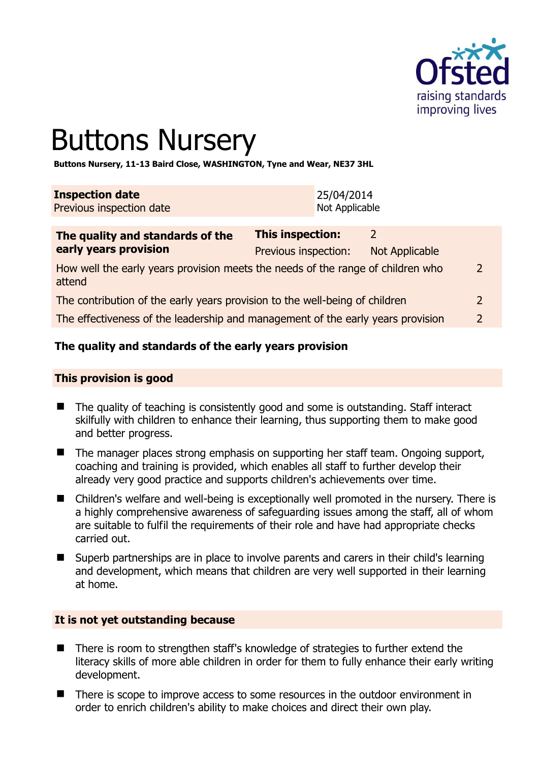# Buttons Nursery

**Buttons Nursery, 11-13 Baird Close, WASHINGTON, Tyne and Wear, NE37 3HL**

| **Inspection date** | 25/04/2014 |
|---|---|
| Previous inspection date | Not Applicable |

| **The quality and standards of the early years provision** | **This inspection:** | 2 |
|---|---|---|
| | Previous inspection: | Not Applicable |
| How well the early years provision meets the needs of the range of children who attend | | 2 |
| The contribution of the early years provision to the well-being of children | | 2 |
| The effectiveness of the leadership and management of the early years provision | | 2 |

## The quality and standards of the early years provision

### This provision is good

- The quality of teaching is consistently good and some is outstanding. Staff interact skilfully with children to enhance their learning, thus supporting them to make good and better progress.
- The manager places strong emphasis on supporting her staff team. Ongoing support, coaching and training is provided, which enables all staff to further develop their already very good practice and supports children's achievements over time.
- Children's welfare and well-being is exceptionally well promoted in the nursery. There is a highly comprehensive awareness of safeguarding issues among the staff, all of whom are suitable to fulfil the requirements of their role and have had appropriate checks carried out.
- Superb partnerships are in place to involve parents and carers in their child's learning and development, which means that children are very well supported in their learning at home.

### It is not yet outstanding because

- There is room to strengthen staff's knowledge of strategies to further extend the literacy skills of more able children in order for them to fully enhance their early writing development.
- There is scope to improve access to some resources in the outdoor environment in order to enrich children's ability to make choices and direct their own play.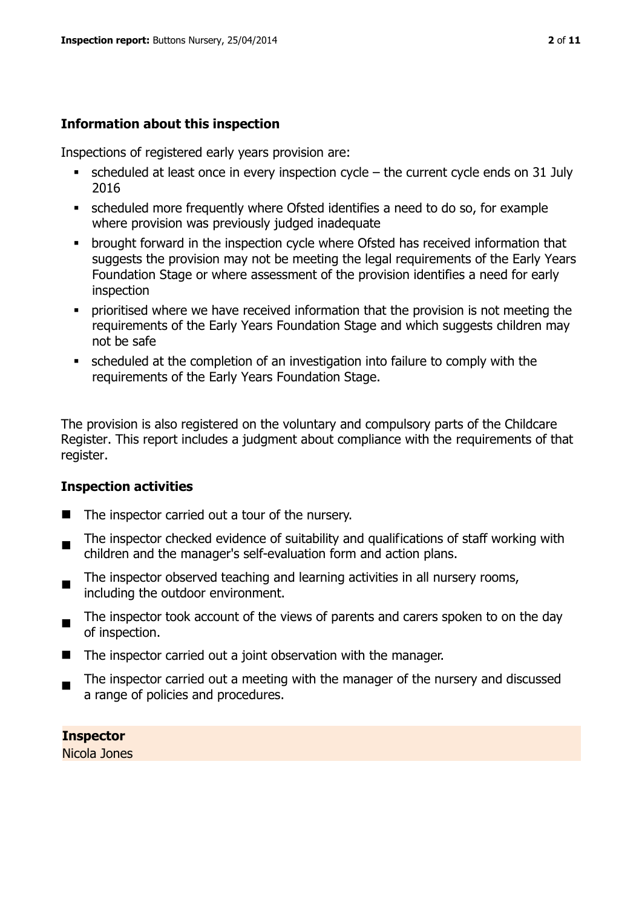## Information about this inspection

Inspections of registered early years provision are:

- scheduled at least once in every inspection cycle – the current cycle ends on 31 July 2016
- scheduled more frequently where Ofsted identifies a need to do so, for example where provision was previously judged inadequate
- brought forward in the inspection cycle where Ofsted has received information that suggests the provision may not be meeting the legal requirements of the Early Years Foundation Stage or where assessment of the provision identifies a need for early inspection
- prioritised where we have received information that the provision is not meeting the requirements of the Early Years Foundation Stage and which suggests children may not be safe
- scheduled at the completion of an investigation into failure to comply with the requirements of the Early Years Foundation Stage.

The provision is also registered on the voluntary and compulsory parts of the Childcare Register. This report includes a judgment about compliance with the requirements of that register.

## Inspection activities

- The inspector carried out a tour of the nursery.
- The inspector checked evidence of suitability and qualifications of staff working with children and the manager's self-evaluation form and action plans.
- The inspector observed teaching and learning activities in all nursery rooms, including the outdoor environment.
- The inspector took account of the views of parents and carers spoken to on the day of inspection.
- The inspector carried out a joint observation with the manager.
- The inspector carried out a meeting with the manager of the nursery and discussed a range of policies and procedures.

**Inspector**
Nicola Jones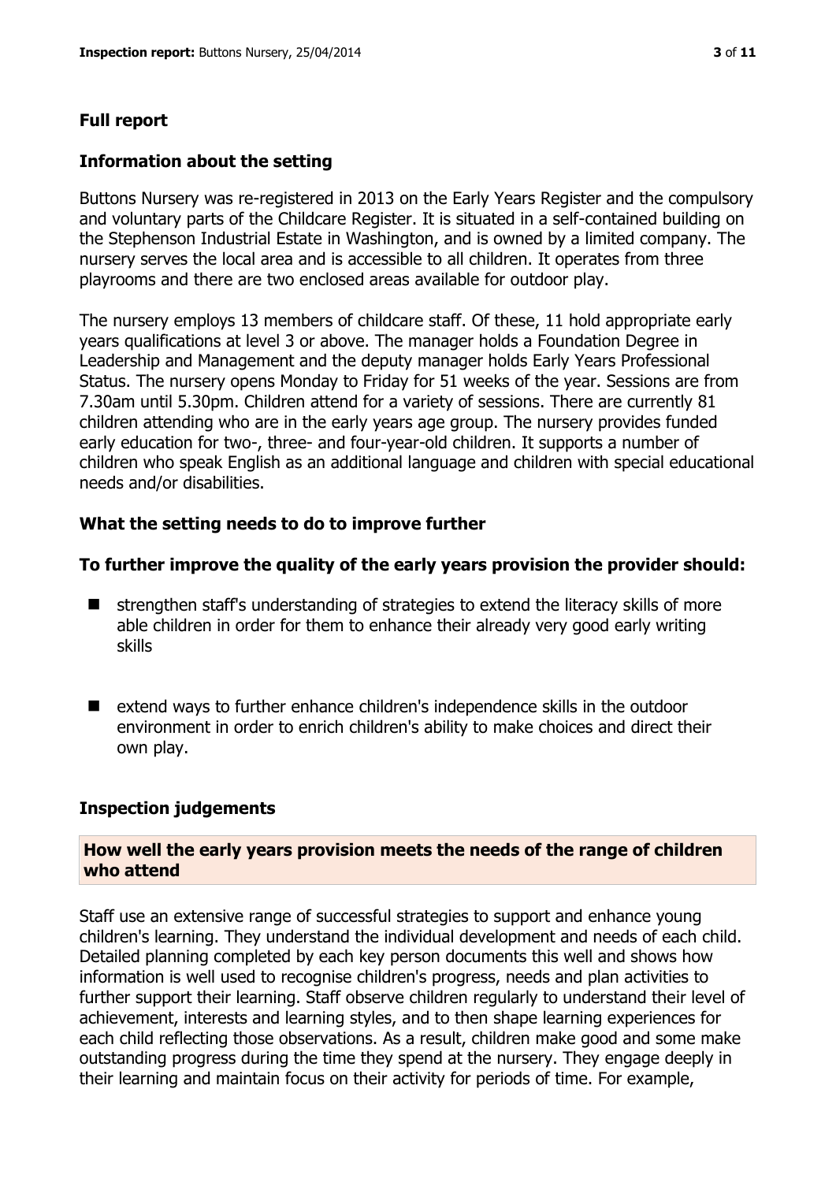## Full report

### Information about the setting

Buttons Nursery was re-registered in 2013 on the Early Years Register and the compulsory and voluntary parts of the Childcare Register. It is situated in a self-contained building on the Stephenson Industrial Estate in Washington, and is owned by a limited company. The nursery serves the local area and is accessible to all children. It operates from three playrooms and there are two enclosed areas available for outdoor play.

The nursery employs 13 members of childcare staff. Of these, 11 hold appropriate early years qualifications at level 3 or above. The manager holds a Foundation Degree in Leadership and Management and the deputy manager holds Early Years Professional Status. The nursery opens Monday to Friday for 51 weeks of the year. Sessions are from 7.30am until 5.30pm. Children attend for a variety of sessions. There are currently 81 children attending who are in the early years age group. The nursery provides funded early education for two-, three- and four-year-old children. It supports a number of children who speak English as an additional language and children with special educational needs and/or disabilities.

### What the setting needs to do to improve further

### To further improve the quality of the early years provision the provider should:

- strengthen staff's understanding of strategies to extend the literacy skills of more able children in order for them to enhance their already very good early writing skills
- extend ways to further enhance children's independence skills in the outdoor environment in order to enrich children's ability to make choices and direct their own play.

### Inspection judgements

#### How well the early years provision meets the needs of the range of children who attend

Staff use an extensive range of successful strategies to support and enhance young children's learning. They understand the individual development and needs of each child. Detailed planning completed by each key person documents this well and shows how information is well used to recognise children's progress, needs and plan activities to further support their learning. Staff observe children regularly to understand their level of achievement, interests and learning styles, and to then shape learning experiences for each child reflecting those observations. As a result, children make good and some make outstanding progress during the time they spend at the nursery. They engage deeply in their learning and maintain focus on their activity for periods of time. For example,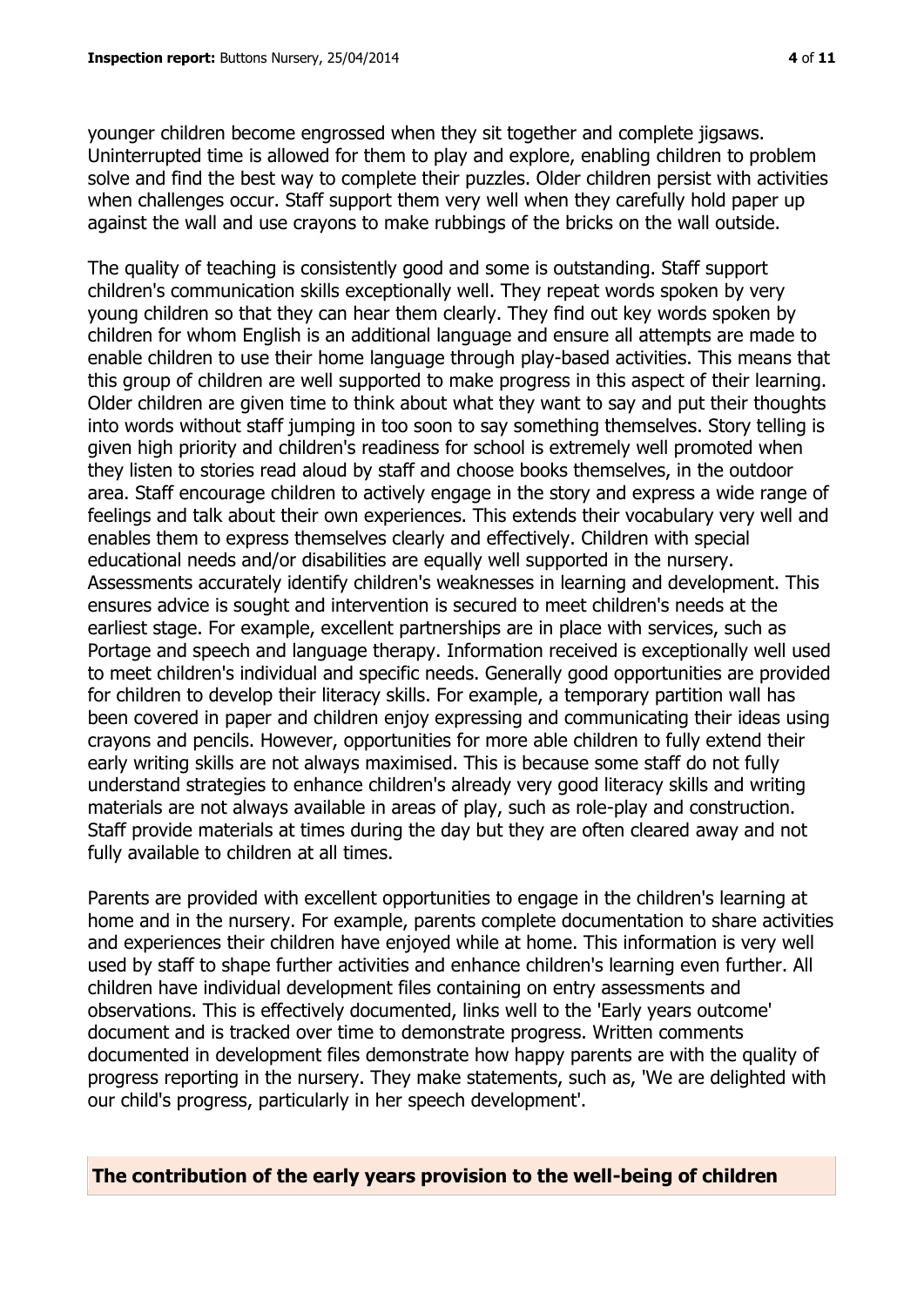younger children become engrossed when they sit together and complete jigsaws. Uninterrupted time is allowed for them to play and explore, enabling children to problem solve and find the best way to complete their puzzles. Older children persist with activities when challenges occur. Staff support them very well when they carefully hold paper up against the wall and use crayons to make rubbings of the bricks on the wall outside.

The quality of teaching is consistently good and some is outstanding. Staff support children's communication skills exceptionally well. They repeat words spoken by very young children so that they can hear them clearly. They find out key words spoken by children for whom English is an additional language and ensure all attempts are made to enable children to use their home language through play-based activities. This means that this group of children are well supported to make progress in this aspect of their learning. Older children are given time to think about what they want to say and put their thoughts into words without staff jumping in too soon to say something themselves. Story telling is given high priority and children's readiness for school is extremely well promoted when they listen to stories read aloud by staff and choose books themselves, in the outdoor area. Staff encourage children to actively engage in the story and express a wide range of feelings and talk about their own experiences. This extends their vocabulary very well and enables them to express themselves clearly and effectively. Children with special educational needs and/or disabilities are equally well supported in the nursery. Assessments accurately identify children's weaknesses in learning and development. This ensures advice is sought and intervention is secured to meet children's needs at the earliest stage. For example, excellent partnerships are in place with services, such as Portage and speech and language therapy. Information received is exceptionally well used to meet children's individual and specific needs. Generally good opportunities are provided for children to develop their literacy skills. For example, a temporary partition wall has been covered in paper and children enjoy expressing and communicating their ideas using crayons and pencils. However, opportunities for more able children to fully extend their early writing skills are not always maximised. This is because some staff do not fully understand strategies to enhance children's already very good literacy skills and writing materials are not always available in areas of play, such as role-play and construction. Staff provide materials at times during the day but they are often cleared away and not fully available to children at all times.

Parents are provided with excellent opportunities to engage in the children's learning at home and in the nursery. For example, parents complete documentation to share activities and experiences their children have enjoyed while at home. This information is very well used by staff to shape further activities and enhance children's learning even further. All children have individual development files containing on entry assessments and observations. This is effectively documented, links well to the 'Early years outcome' document and is tracked over time to demonstrate progress. Written comments documented in development files demonstrate how happy parents are with the quality of progress reporting in the nursery. They make statements, such as, 'We are delighted with our child's progress, particularly in her speech development'.

## The contribution of the early years provision to the well-being of children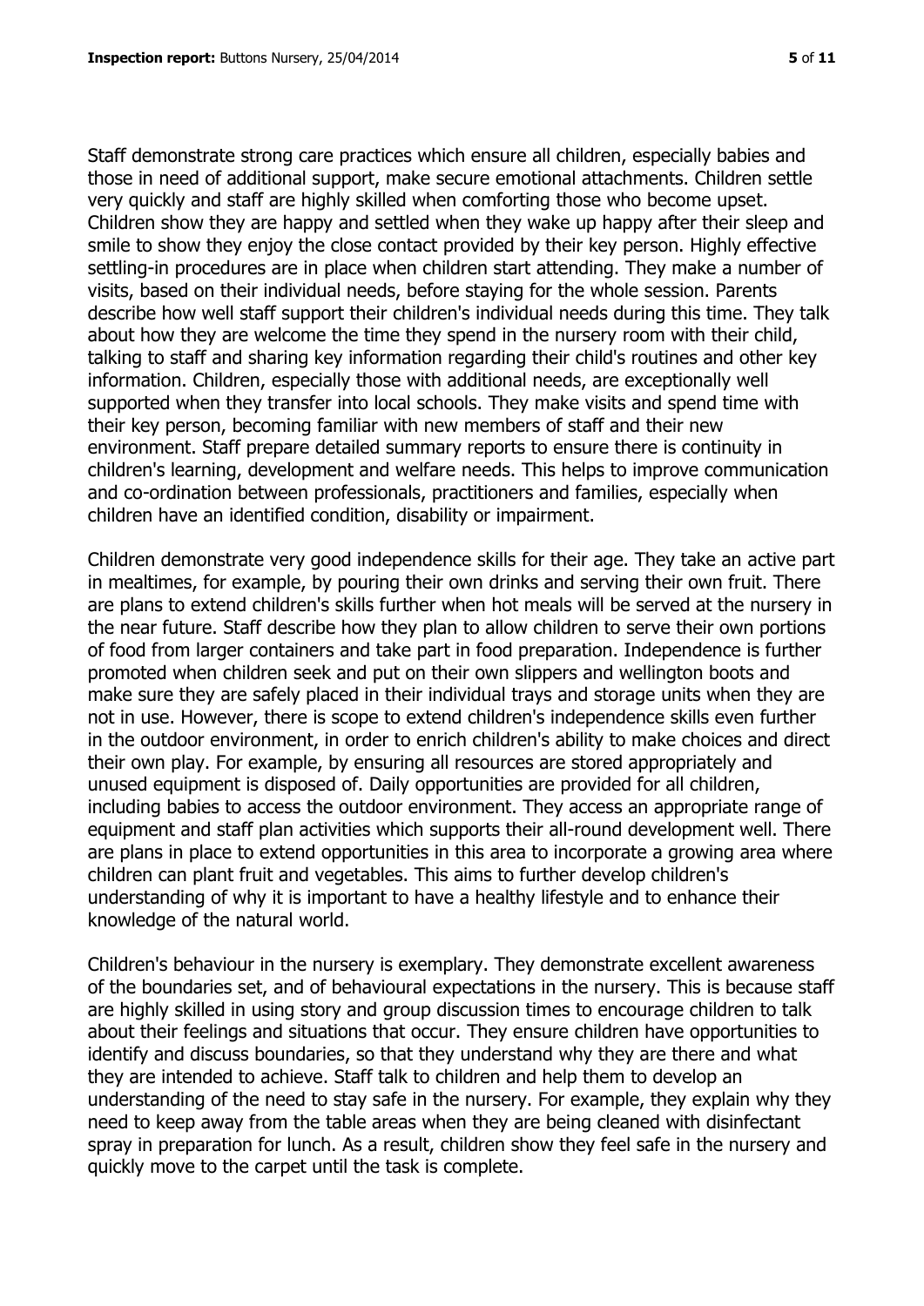Staff demonstrate strong care practices which ensure all children, especially babies and those in need of additional support, make secure emotional attachments. Children settle very quickly and staff are highly skilled when comforting those who become upset. Children show they are happy and settled when they wake up happy after their sleep and smile to show they enjoy the close contact provided by their key person. Highly effective settling-in procedures are in place when children start attending. They make a number of visits, based on their individual needs, before staying for the whole session. Parents describe how well staff support their children's individual needs during this time. They talk about how they are welcome the time they spend in the nursery room with their child, talking to staff and sharing key information regarding their child's routines and other key information. Children, especially those with additional needs, are exceptionally well supported when they transfer into local schools. They make visits and spend time with their key person, becoming familiar with new members of staff and their new environment. Staff prepare detailed summary reports to ensure there is continuity in children's learning, development and welfare needs. This helps to improve communication and co-ordination between professionals, practitioners and families, especially when children have an identified condition, disability or impairment.

Children demonstrate very good independence skills for their age. They take an active part in mealtimes, for example, by pouring their own drinks and serving their own fruit. There are plans to extend children's skills further when hot meals will be served at the nursery in the near future. Staff describe how they plan to allow children to serve their own portions of food from larger containers and take part in food preparation. Independence is further promoted when children seek and put on their own slippers and wellington boots and make sure they are safely placed in their individual trays and storage units when they are not in use. However, there is scope to extend children's independence skills even further in the outdoor environment, in order to enrich children's ability to make choices and direct their own play. For example, by ensuring all resources are stored appropriately and unused equipment is disposed of. Daily opportunities are provided for all children, including babies to access the outdoor environment. They access an appropriate range of equipment and staff plan activities which supports their all-round development well. There are plans in place to extend opportunities in this area to incorporate a growing area where children can plant fruit and vegetables. This aims to further develop children's understanding of why it is important to have a healthy lifestyle and to enhance their knowledge of the natural world.

Children's behaviour in the nursery is exemplary. They demonstrate excellent awareness of the boundaries set, and of behavioural expectations in the nursery. This is because staff are highly skilled in using story and group discussion times to encourage children to talk about their feelings and situations that occur. They ensure children have opportunities to identify and discuss boundaries, so that they understand why they are there and what they are intended to achieve. Staff talk to children and help them to develop an understanding of the need to stay safe in the nursery. For example, they explain why they need to keep away from the table areas when they are being cleaned with disinfectant spray in preparation for lunch. As a result, children show they feel safe in the nursery and quickly move to the carpet until the task is complete.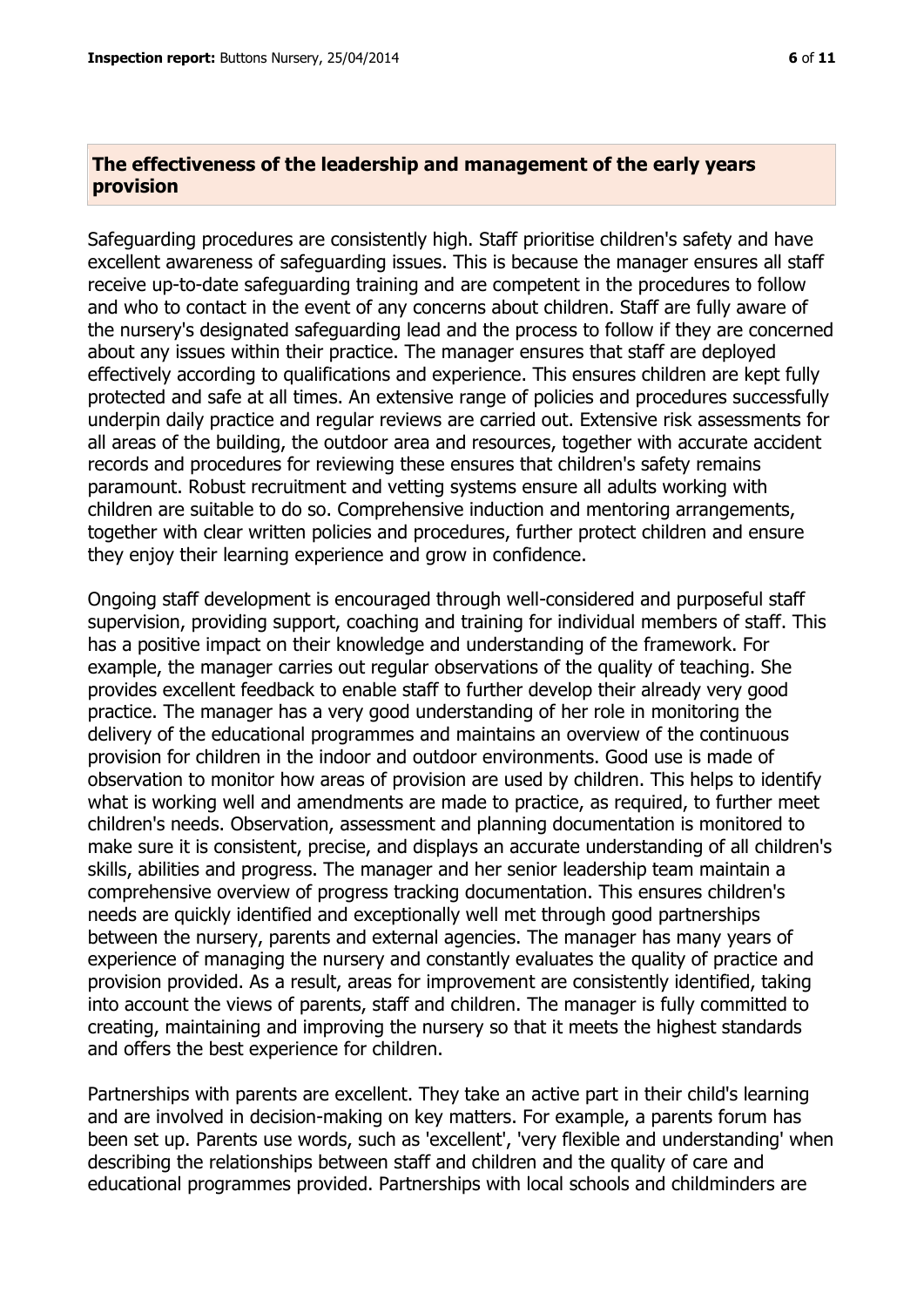## The effectiveness of the leadership and management of the early years provision

Safeguarding procedures are consistently high. Staff prioritise children's safety and have excellent awareness of safeguarding issues. This is because the manager ensures all staff receive up-to-date safeguarding training and are competent in the procedures to follow and who to contact in the event of any concerns about children. Staff are fully aware of the nursery's designated safeguarding lead and the process to follow if they are concerned about any issues within their practice. The manager ensures that staff are deployed effectively according to qualifications and experience. This ensures children are kept fully protected and safe at all times. An extensive range of policies and procedures successfully underpin daily practice and regular reviews are carried out. Extensive risk assessments for all areas of the building, the outdoor area and resources, together with accurate accident records and procedures for reviewing these ensures that children's safety remains paramount. Robust recruitment and vetting systems ensure all adults working with children are suitable to do so. Comprehensive induction and mentoring arrangements, together with clear written policies and procedures, further protect children and ensure they enjoy their learning experience and grow in confidence.

Ongoing staff development is encouraged through well-considered and purposeful staff supervision, providing support, coaching and training for individual members of staff. This has a positive impact on their knowledge and understanding of the framework. For example, the manager carries out regular observations of the quality of teaching. She provides excellent feedback to enable staff to further develop their already very good practice. The manager has a very good understanding of her role in monitoring the delivery of the educational programmes and maintains an overview of the continuous provision for children in the indoor and outdoor environments. Good use is made of observation to monitor how areas of provision are used by children. This helps to identify what is working well and amendments are made to practice, as required, to further meet children's needs. Observation, assessment and planning documentation is monitored to make sure it is consistent, precise, and displays an accurate understanding of all children's skills, abilities and progress. The manager and her senior leadership team maintain a comprehensive overview of progress tracking documentation. This ensures children's needs are quickly identified and exceptionally well met through good partnerships between the nursery, parents and external agencies. The manager has many years of experience of managing the nursery and constantly evaluates the quality of practice and provision provided. As a result, areas for improvement are consistently identified, taking into account the views of parents, staff and children. The manager is fully committed to creating, maintaining and improving the nursery so that it meets the highest standards and offers the best experience for children.

Partnerships with parents are excellent. They take an active part in their child's learning and are involved in decision-making on key matters. For example, a parents forum has been set up. Parents use words, such as 'excellent', 'very flexible and understanding' when describing the relationships between staff and children and the quality of care and educational programmes provided. Partnerships with local schools and childminders are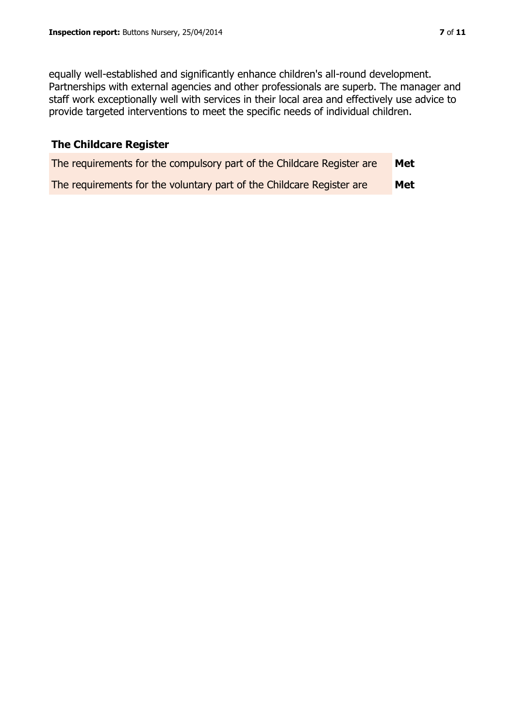equally well-established and significantly enhance children's all-round development. Partnerships with external agencies and other professionals are superb. The manager and staff work exceptionally well with services in their local area and effectively use advice to provide targeted interventions to meet the specific needs of individual children.

## The Childcare Register

| | |
|---|---|
| The requirements for the compulsory part of the Childcare Register are | **Met** |
| The requirements for the voluntary part of the Childcare Register are | **Met** |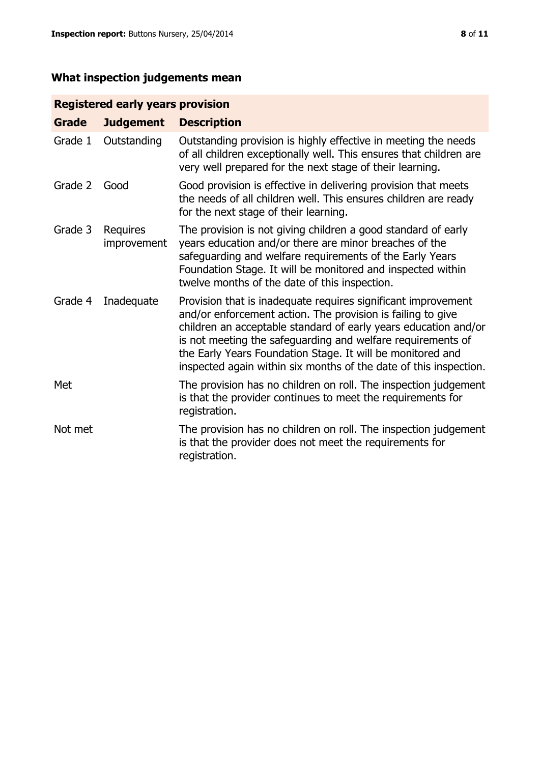## What inspection judgements mean

| Registered early years provision | | |
|---|---|---|
| **Grade** | **Judgement** | **Description** |
| Grade 1 | Outstanding | Outstanding provision is highly effective in meeting the needs of all children exceptionally well. This ensures that children are very well prepared for the next stage of their learning. |
| Grade 2 | Good | Good provision is effective in delivering provision that meets the needs of all children well. This ensures children are ready for the next stage of their learning. |
| Grade 3 | Requires improvement | The provision is not giving children a good standard of early years education and/or there are minor breaches of the safeguarding and welfare requirements of the Early Years Foundation Stage. It will be monitored and inspected within twelve months of the date of this inspection. |
| Grade 4 | Inadequate | Provision that is inadequate requires significant improvement and/or enforcement action. The provision is failing to give children an acceptable standard of early years education and/or is not meeting the safeguarding and welfare requirements of the Early Years Foundation Stage. It will be monitored and inspected again within six months of the date of this inspection. |
| Met | | The provision has no children on roll. The inspection judgement is that the provider continues to meet the requirements for registration. |
| Not met | | The provision has no children on roll. The inspection judgement is that the provider does not meet the requirements for registration. |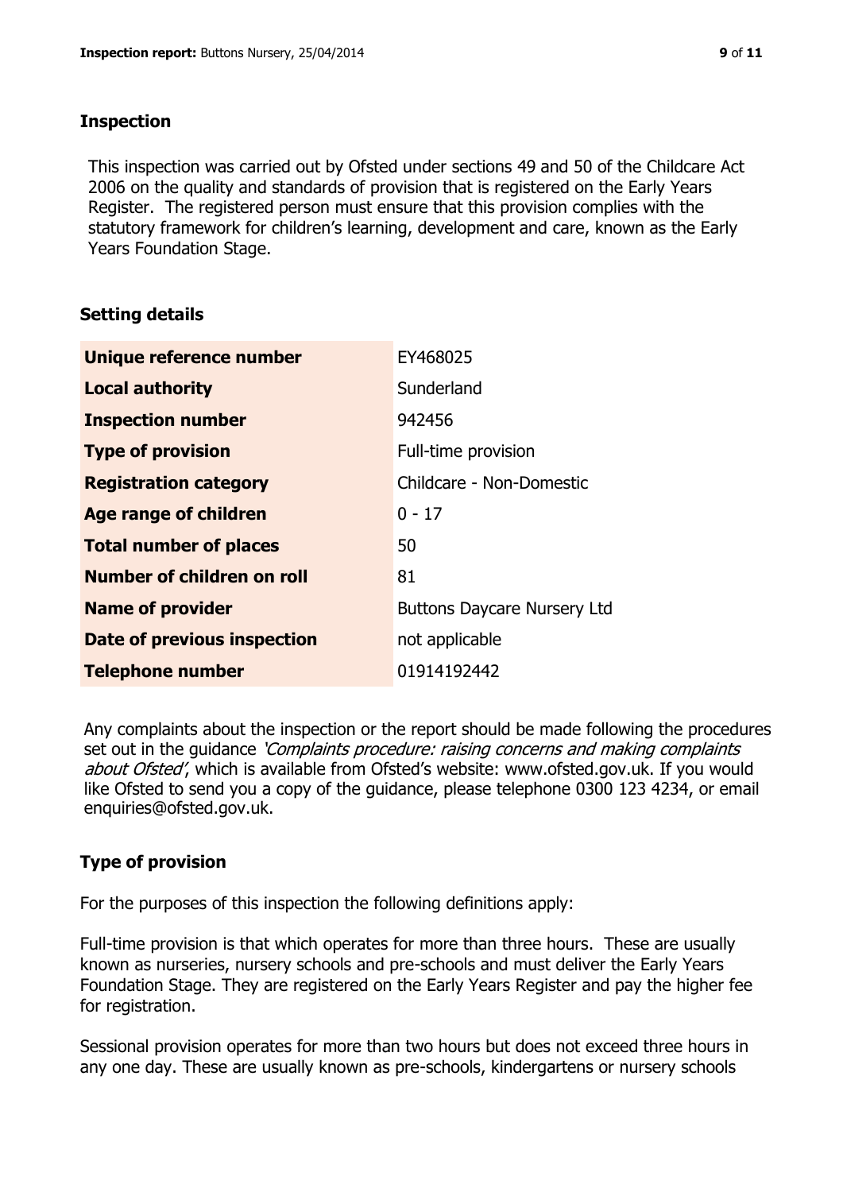## Inspection

This inspection was carried out by Ofsted under sections 49 and 50 of the Childcare Act 2006 on the quality and standards of provision that is registered on the Early Years Register. The registered person must ensure that this provision complies with the statutory framework for children's learning, development and care, known as the Early Years Foundation Stage.

## Setting details

| | |
|---|---|
| **Unique reference number** | EY468025 |
| **Local authority** | Sunderland |
| **Inspection number** | 942456 |
| **Type of provision** | Full-time provision |
| **Registration category** | Childcare - Non-Domestic |
| **Age range of children** | 0 - 17 |
| **Total number of places** | 50 |
| **Number of children on roll** | 81 |
| **Name of provider** | Buttons Daycare Nursery Ltd |
| **Date of previous inspection** | not applicable |
| **Telephone number** | 01914192442 |

Any complaints about the inspection or the report should be made following the procedures set out in the guidance *'Complaints procedure: raising concerns and making complaints about Ofsted'*, which is available from Ofsted's website: www.ofsted.gov.uk. If you would like Ofsted to send you a copy of the guidance, please telephone 0300 123 4234, or email enquiries@ofsted.gov.uk.

## Type of provision

For the purposes of this inspection the following definitions apply:

Full-time provision is that which operates for more than three hours. These are usually known as nurseries, nursery schools and pre-schools and must deliver the Early Years Foundation Stage. They are registered on the Early Years Register and pay the higher fee for registration.

Sessional provision operates for more than two hours but does not exceed three hours in any one day. These are usually known as pre-schools, kindergartens or nursery schools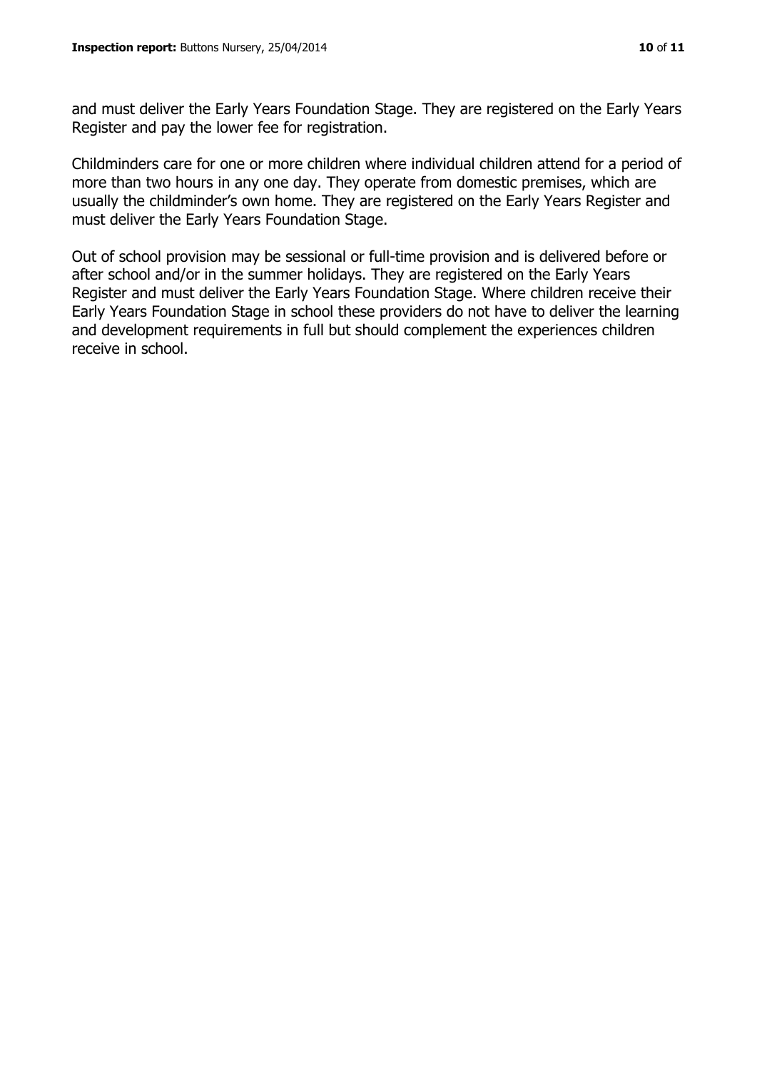and must deliver the Early Years Foundation Stage. They are registered on the Early Years Register and pay the lower fee for registration.

Childminders care for one or more children where individual children attend for a period of more than two hours in any one day. They operate from domestic premises, which are usually the childminder's own home. They are registered on the Early Years Register and must deliver the Early Years Foundation Stage.

Out of school provision may be sessional or full-time provision and is delivered before or after school and/or in the summer holidays. They are registered on the Early Years Register and must deliver the Early Years Foundation Stage. Where children receive their Early Years Foundation Stage in school these providers do not have to deliver the learning and development requirements in full but should complement the experiences children receive in school.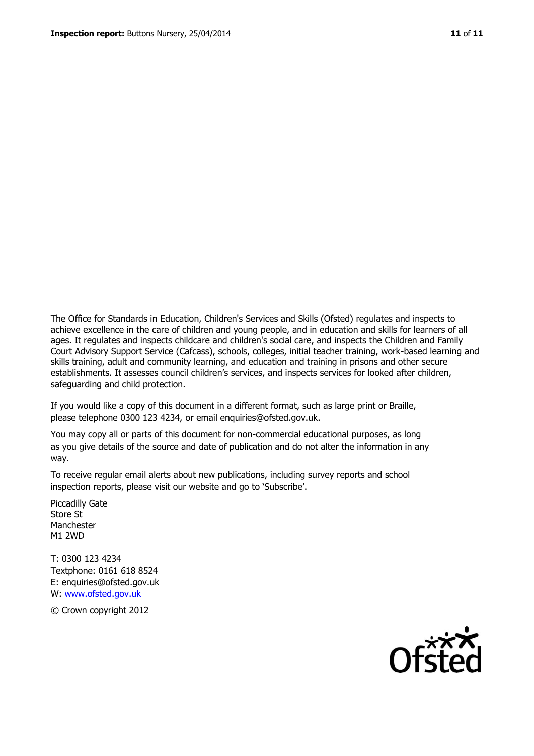The Office for Standards in Education, Children's Services and Skills (Ofsted) regulates and inspects to achieve excellence in the care of children and young people, and in education and skills for learners of all ages. It regulates and inspects childcare and children's social care, and inspects the Children and Family Court Advisory Support Service (Cafcass), schools, colleges, initial teacher training, work-based learning and skills training, adult and community learning, and education and training in prisons and other secure establishments. It assesses council children's services, and inspects services for looked after children, safeguarding and child protection.

If you would like a copy of this document in a different format, such as large print or Braille, please telephone 0300 123 4234, or email enquiries@ofsted.gov.uk.

You may copy all or parts of this document for non-commercial educational purposes, as long as you give details of the source and date of publication and do not alter the information in any way.

To receive regular email alerts about new publications, including survey reports and school inspection reports, please visit our website and go to 'Subscribe'.

Piccadilly Gate
Store St
Manchester
M1 2WD

T: 0300 123 4234
Textphone: 0161 618 8524
E: enquiries@ofsted.gov.uk
W: www.ofsted.gov.uk

© Crown copyright 2012

Ofsted